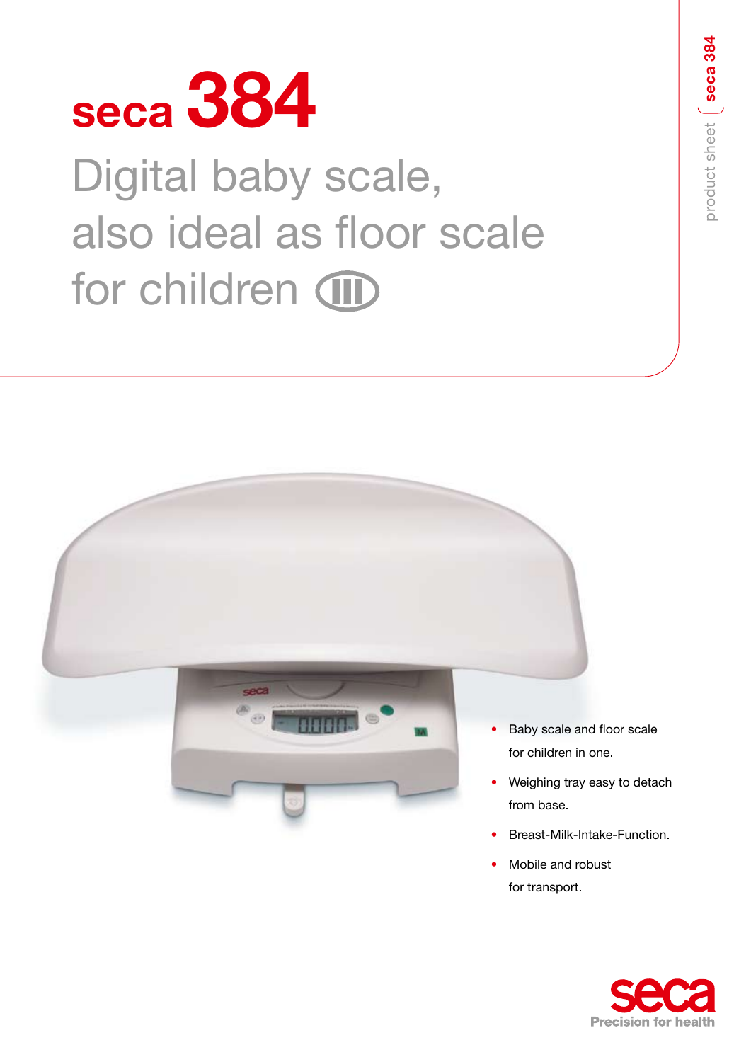# seca 384

## Digital baby scale, also ideal as floor scale for children (III)

- Baby scale and floor scale for children in one.
- Weighing tray easy to detach from base.
- Breast-Milk-Intake-Function.
- Mobile and robust for transport.

seca
Precision for health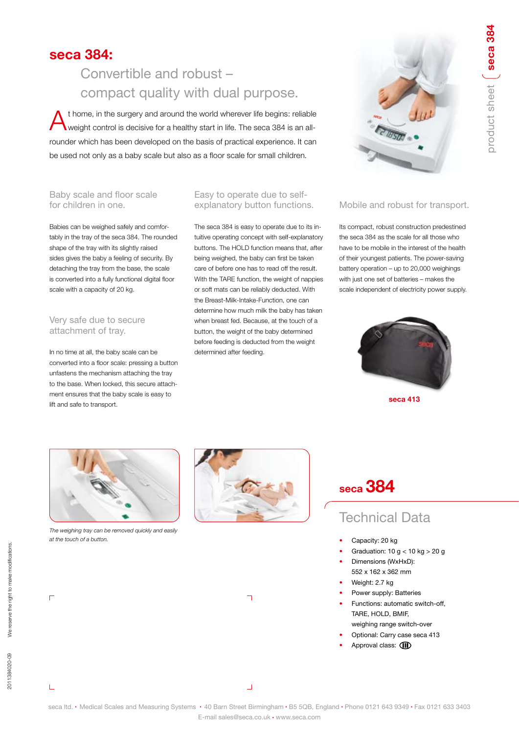# seca 384:

## Convertible and robust – compact quality with dual purpose.

At home, in the surgery and around the world wherever life begins: reliable weight control is decisive for a healthy start in life. The seca 384 is an all-rounder which has been developed on the basis of practical experience. It can be used not only as a baby scale but also as a floor scale for small children.

### Baby scale and floor scale for children in one.

Babies can be weighed safely and comfortably in the tray of the seca 384. The rounded shape of the tray with its slightly raised sides gives the baby a feeling of security. By detaching the tray from the base, the scale is converted into a fully functional digital floor scale with a capacity of 20 kg.

### Very safe due to secure attachment of tray.

In no time at all, the baby scale can be converted into a floor scale: pressing a button unfastens the mechanism attaching the tray to the base. When locked, this secure attachment ensures that the baby scale is easy to lift and safe to transport.

### Easy to operate due to self-explanatory button functions.

The seca 384 is easy to operate due to its intuitive operating concept with self-explanatory buttons. The HOLD function means that, after being weighed, the baby can first be taken care of before one has to read off the result. With the TARE function, the weight of nappies or soft mats can be reliably deducted. With the Breast-Milk-Intake-Function, one can determine how much milk the baby has taken when breast fed. Because, at the touch of a button, the weight of the baby determined before feeding is deducted from the weight determined after feeding.

### Mobile and robust for transport.

Its compact, robust construction predestined the seca 384 as the scale for all those who have to be mobile in the interest of the health of their youngest patients. The power-saving battery operation – up to 20,000 weighings with just one set of batteries – makes the scale independent of electricity power supply.

seca 413

*The weighing tray can be removed quickly and easily at the touch of a button.*

## seca 384

### Technical Data

- Capacity: 20 kg
- Graduation: 10 g < 10 kg > 20 g
- Dimensions (WxHxD): 552 x 162 x 362 mm
- Weight: 2.7 kg
- Power supply: Batteries
- Functions: automatic switch-off, TARE, HOLD, BMIF, weighing range switch-over
- Optional: Carry case seca 413
- Approval class: III

We reserve the right to make modifications.

2011384020-09

seca ltd. • Medical Scales and Measuring Systems • 40 Barn Street Birmingham • B5 5QB, England • Phone 0121 643 9349 • Fax 0121 633 3403
E-mail sales@seca.co.uk • www.seca.com